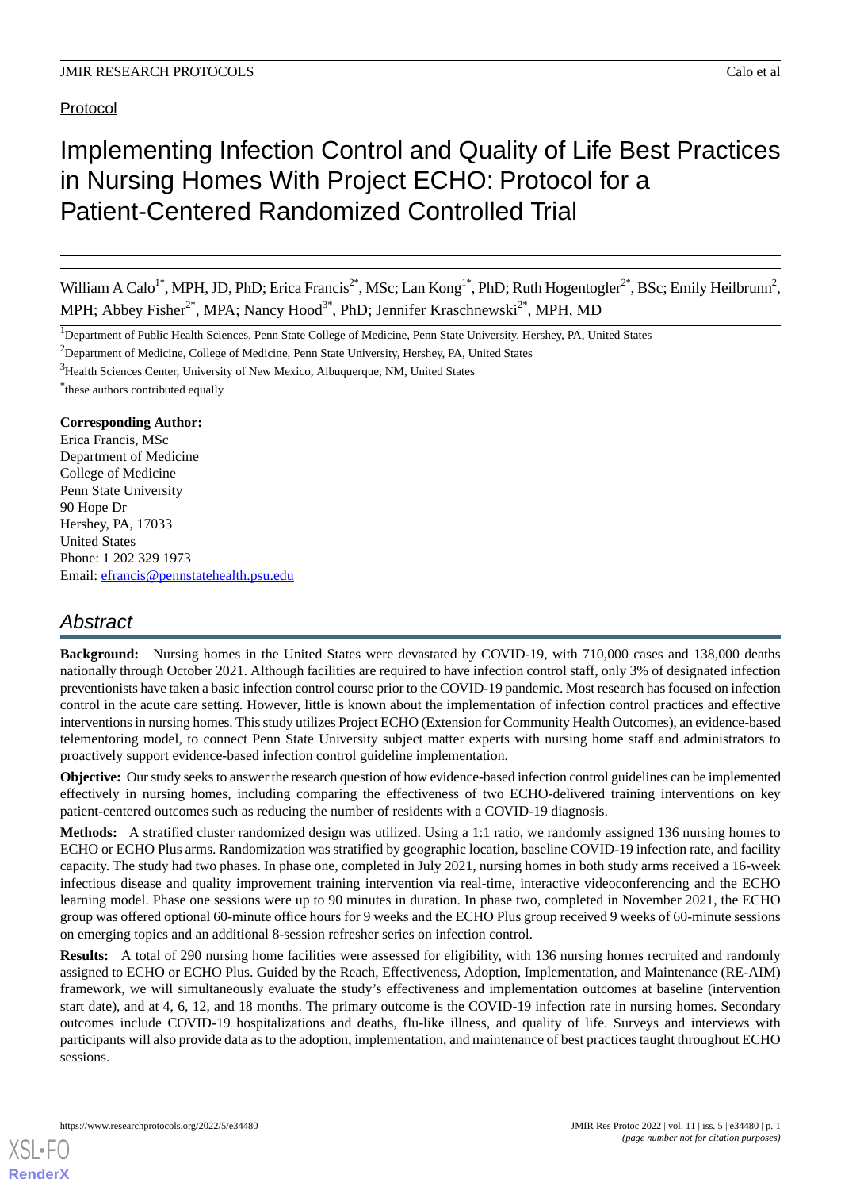Protocol

# Implementing Infection Control and Quality of Life Best Practices in Nursing Homes With Project ECHO: Protocol for a Patient-Centered Randomized Controlled Trial

William A Calo[1*], MPH, JD, PhD; Erica Francis[2*], MSc; Lan Kong[1*], PhD; Ruth Hogentogler[2*], BSc; Emily Heilbrunn[2], MPH; Abbey Fisher[2*], MPA; Nancy Hood[3*], PhD; Jennifer Kraschnewski[2*], MPH, MD

[1]Department of Public Health Sciences, Penn State College of Medicine, Penn State University, Hershey, PA, United States

[2]Department of Medicine, College of Medicine, Penn State University, Hershey, PA, United States

[3]Health Sciences Center, University of New Mexico, Albuquerque, NM, United States

[*]these authors contributed equally

**Corresponding Author:**
Erica Francis, MSc
Department of Medicine
College of Medicine
Penn State University
90 Hope Dr
Hershey, PA, 17033
United States
Phone: 1 202 329 1973
Email: efrancis@pennstatehealth.psu.edu

## Abstract

**Background:** Nursing homes in the United States were devastated by COVID-19, with 710,000 cases and 138,000 deaths nationally through October 2021. Although facilities are required to have infection control staff, only 3% of designated infection preventionists have taken a basic infection control course prior to the COVID-19 pandemic. Most research has focused on infection control in the acute care setting. However, little is known about the implementation of infection control practices and effective interventions in nursing homes. This study utilizes Project ECHO (Extension for Community Health Outcomes), an evidence-based telementoring model, to connect Penn State University subject matter experts with nursing home staff and administrators to proactively support evidence-based infection control guideline implementation.

**Objective:** Our study seeks to answer the research question of how evidence-based infection control guidelines can be implemented effectively in nursing homes, including comparing the effectiveness of two ECHO-delivered training interventions on key patient-centered outcomes such as reducing the number of residents with a COVID-19 diagnosis.

**Methods:** A stratified cluster randomized design was utilized. Using a 1:1 ratio, we randomly assigned 136 nursing homes to ECHO or ECHO Plus arms. Randomization was stratified by geographic location, baseline COVID-19 infection rate, and facility capacity. The study had two phases. In phase one, completed in July 2021, nursing homes in both study arms received a 16-week infectious disease and quality improvement training intervention via real-time, interactive videoconferencing and the ECHO learning model. Phase one sessions were up to 90 minutes in duration. In phase two, completed in November 2021, the ECHO group was offered optional 60-minute office hours for 9 weeks and the ECHO Plus group received 9 weeks of 60-minute sessions on emerging topics and an additional 8-session refresher series on infection control.

**Results:** A total of 290 nursing home facilities were assessed for eligibility, with 136 nursing homes recruited and randomly assigned to ECHO or ECHO Plus. Guided by the Reach, Effectiveness, Adoption, Implementation, and Maintenance (RE-AIM) framework, we will simultaneously evaluate the study's effectiveness and implementation outcomes at baseline (intervention start date), and at 4, 6, 12, and 18 months. The primary outcome is the COVID-19 infection rate in nursing homes. Secondary outcomes include COVID-19 hospitalizations and deaths, flu-like illness, and quality of life. Surveys and interviews with participants will also provide data as to the adoption, implementation, and maintenance of best practices taught throughout ECHO sessions.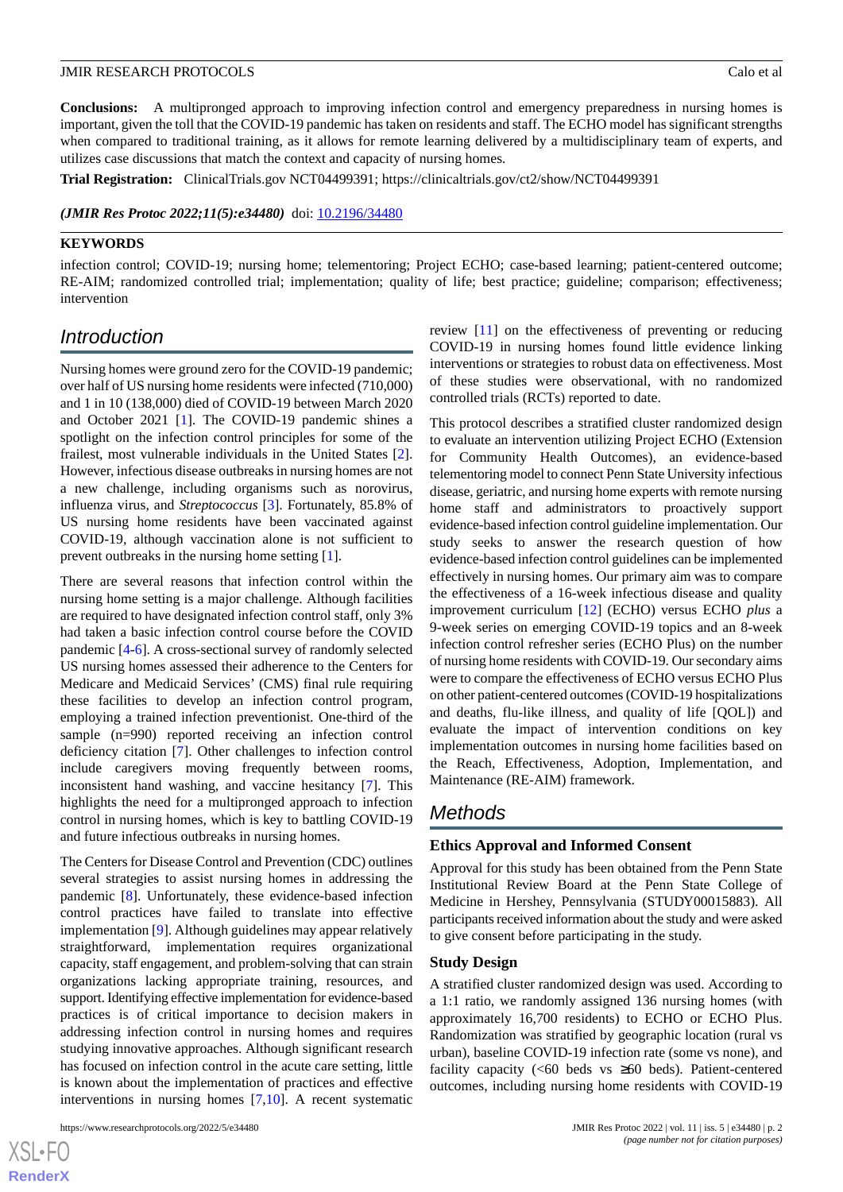**Conclusions:** A multipronged approach to improving infection control and emergency preparedness in nursing homes is important, given the toll that the COVID-19 pandemic has taken on residents and staff. The ECHO model has significant strengths when compared to traditional training, as it allows for remote learning delivered by a multidisciplinary team of experts, and utilizes case discussions that match the context and capacity of nursing homes.

**Trial Registration:** ClinicalTrials.gov NCT04499391; https://clinicaltrials.gov/ct2/show/NCT04499391

***(JMIR Res Protoc 2022;11(5):e34480)*** doi: 10.2196/34480

**KEYWORDS**

infection control; COVID-19; nursing home; telementoring; Project ECHO; case-based learning; patient-centered outcome; RE-AIM; randomized controlled trial; implementation; quality of life; best practice; guideline; comparison; effectiveness; intervention

## Introduction

Nursing homes were ground zero for the COVID-19 pandemic; over half of US nursing home residents were infected (710,000) and 1 in 10 (138,000) died of COVID-19 between March 2020 and October 2021 [1]. The COVID-19 pandemic shines a spotlight on the infection control principles for some of the frailest, most vulnerable individuals in the United States [2]. However, infectious disease outbreaks in nursing homes are not a new challenge, including organisms such as norovirus, influenza virus, and *Streptococcus* [3]. Fortunately, 85.8% of US nursing home residents have been vaccinated against COVID-19, although vaccination alone is not sufficient to prevent outbreaks in the nursing home setting [1].

There are several reasons that infection control within the nursing home setting is a major challenge. Although facilities are required to have designated infection control staff, only 3% had taken a basic infection control course before the COVID pandemic [4-6]. A cross-sectional survey of randomly selected US nursing homes assessed their adherence to the Centers for Medicare and Medicaid Services' (CMS) final rule requiring these facilities to develop an infection control program, employing a trained infection preventionist. One-third of the sample (n=990) reported receiving an infection control deficiency citation [7]. Other challenges to infection control include caregivers moving frequently between rooms, inconsistent hand washing, and vaccine hesitancy [7]. This highlights the need for a multipronged approach to infection control in nursing homes, which is key to battling COVID-19 and future infectious outbreaks in nursing homes.

The Centers for Disease Control and Prevention (CDC) outlines several strategies to assist nursing homes in addressing the pandemic [8]. Unfortunately, these evidence-based infection control practices have failed to translate into effective implementation [9]. Although guidelines may appear relatively straightforward, implementation requires organizational capacity, staff engagement, and problem-solving that can strain organizations lacking appropriate training, resources, and support. Identifying effective implementation for evidence-based practices is of critical importance to decision makers in addressing infection control in nursing homes and requires studying innovative approaches. Although significant research has focused on infection control in the acute care setting, little is known about the implementation of practices and effective interventions in nursing homes [7,10]. A recent systematic review [11] on the effectiveness of preventing or reducing COVID-19 in nursing homes found little evidence linking interventions or strategies to robust data on effectiveness. Most of these studies were observational, with no randomized controlled trials (RCTs) reported to date.

This protocol describes a stratified cluster randomized design to evaluate an intervention utilizing Project ECHO (Extension for Community Health Outcomes), an evidence-based telementoring model to connect Penn State University infectious disease, geriatric, and nursing home experts with remote nursing home staff and administrators to proactively support evidence-based infection control guideline implementation. Our study seeks to answer the research question of how evidence-based infection control guidelines can be implemented effectively in nursing homes. Our primary aim was to compare the effectiveness of a 16-week infectious disease and quality improvement curriculum [12] (ECHO) versus ECHO *plus* a 9-week series on emerging COVID-19 topics and an 8-week infection control refresher series (ECHO Plus) on the number of nursing home residents with COVID-19. Our secondary aims were to compare the effectiveness of ECHO versus ECHO Plus on other patient-centered outcomes (COVID-19 hospitalizations and deaths, flu-like illness, and quality of life [QOL]) and evaluate the impact of intervention conditions on key implementation outcomes in nursing home facilities based on the Reach, Effectiveness, Adoption, Implementation, and Maintenance (RE-AIM) framework.

## Methods

### Ethics Approval and Informed Consent

Approval for this study has been obtained from the Penn State Institutional Review Board at the Penn State College of Medicine in Hershey, Pennsylvania (STUDY00015883). All participants received information about the study and were asked to give consent before participating in the study.

### Study Design

A stratified cluster randomized design was used. According to a 1:1 ratio, we randomly assigned 136 nursing homes (with approximately 16,700 residents) to ECHO or ECHO Plus. Randomization was stratified by geographic location (rural vs urban), baseline COVID-19 infection rate (some vs none), and facility capacity (<60 beds vs ≥60 beds). Patient-centered outcomes, including nursing home residents with COVID-19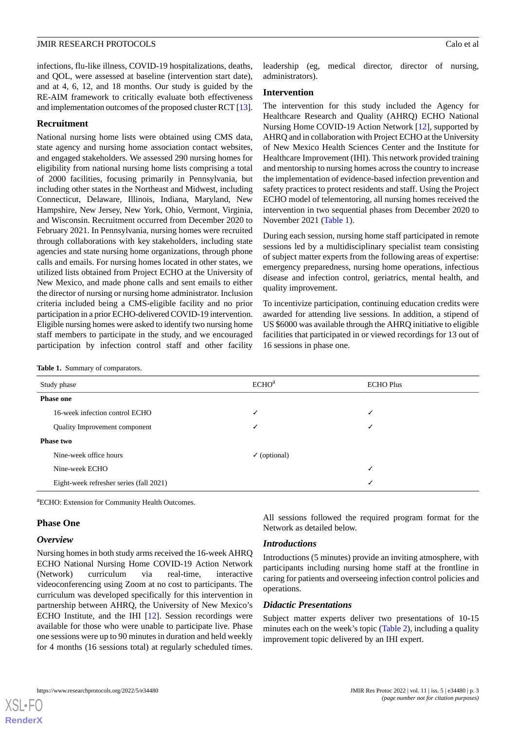infections, flu-like illness, COVID-19 hospitalizations, deaths, and QOL, were assessed at baseline (intervention start date), and at 4, 6, 12, and 18 months. Our study is guided by the RE-AIM framework to critically evaluate both effectiveness and implementation outcomes of the proposed cluster RCT [13].

## Recruitment

National nursing home lists were obtained using CMS data, state agency and nursing home association contact websites, and engaged stakeholders. We assessed 290 nursing homes for eligibility from national nursing home lists comprising a total of 2000 facilities, focusing primarily in Pennsylvania, but including other states in the Northeast and Midwest, including Connecticut, Delaware, Illinois, Indiana, Maryland, New Hampshire, New Jersey, New York, Ohio, Vermont, Virginia, and Wisconsin. Recruitment occurred from December 2020 to February 2021. In Pennsylvania, nursing homes were recruited through collaborations with key stakeholders, including state agencies and state nursing home organizations, through phone calls and emails. For nursing homes located in other states, we utilized lists obtained from Project ECHO at the University of New Mexico, and made phone calls and sent emails to either the director of nursing or nursing home administrator. Inclusion criteria included being a CMS-eligible facility and no prior participation in a prior ECHO-delivered COVID-19 intervention. Eligible nursing homes were asked to identify two nursing home staff members to participate in the study, and we encouraged participation by infection control staff and other facility leadership (eg, medical director, director of nursing, administrators).

## Intervention

The intervention for this study included the Agency for Healthcare Research and Quality (AHRQ) ECHO National Nursing Home COVID-19 Action Network [12], supported by AHRQ and in collaboration with Project ECHO at the University of New Mexico Health Sciences Center and the Institute for Healthcare Improvement (IHI). This network provided training and mentorship to nursing homes across the country to increase the implementation of evidence-based infection prevention and safety practices to protect residents and staff. Using the Project ECHO model of telementoring, all nursing homes received the intervention in two sequential phases from December 2020 to November 2021 (Table 1).

During each session, nursing home staff participated in remote sessions led by a multidisciplinary specialist team consisting of subject matter experts from the following areas of expertise: emergency preparedness, nursing home operations, infectious disease and infection control, geriatrics, mental health, and quality improvement.

To incentivize participation, continuing education credits were awarded for attending live sessions. In addition, a stipend of US $6000 was available through the AHRQ initiative to eligible facilities that participated in or viewed recordings for 13 out of 16 sessions in phase one.

**Table 1.** Summary of comparators.

| Study phase | ECHO[a] | ECHO Plus |
|---|---|---|
| **Phase one** | | |
| 16-week infection control ECHO | ✓ | ✓ |
| Quality Improvement component | ✓ | ✓ |
| **Phase two** | | |
| Nine-week office hours | ✓ (optional) | |
| Nine-week ECHO | | ✓ |
| Eight-week refresher series (fall 2021) | | ✓ |

[a]ECHO: Extension for Community Health Outcomes.

## Phase One

### *Overview*

Nursing homes in both study arms received the 16-week AHRQ ECHO National Nursing Home COVID-19 Action Network (Network) curriculum via real-time, interactive videoconferencing using Zoom at no cost to participants. The curriculum was developed specifically for this intervention in partnership between AHRQ, the University of New Mexico's ECHO Institute, and the IHI [12]. Session recordings were available for those who were unable to participate live. Phase one sessions were up to 90 minutes in duration and held weekly for 4 months (16 sessions total) at regularly scheduled times.

All sessions followed the required program format for the Network as detailed below.

### *Introductions*

Introductions (5 minutes) provide an inviting atmosphere, with participants including nursing home staff at the frontline in caring for patients and overseeing infection control policies and operations.

### *Didactic Presentations*

Subject matter experts deliver two presentations of 10-15 minutes each on the week's topic (Table 2), including a quality improvement topic delivered by an IHI expert.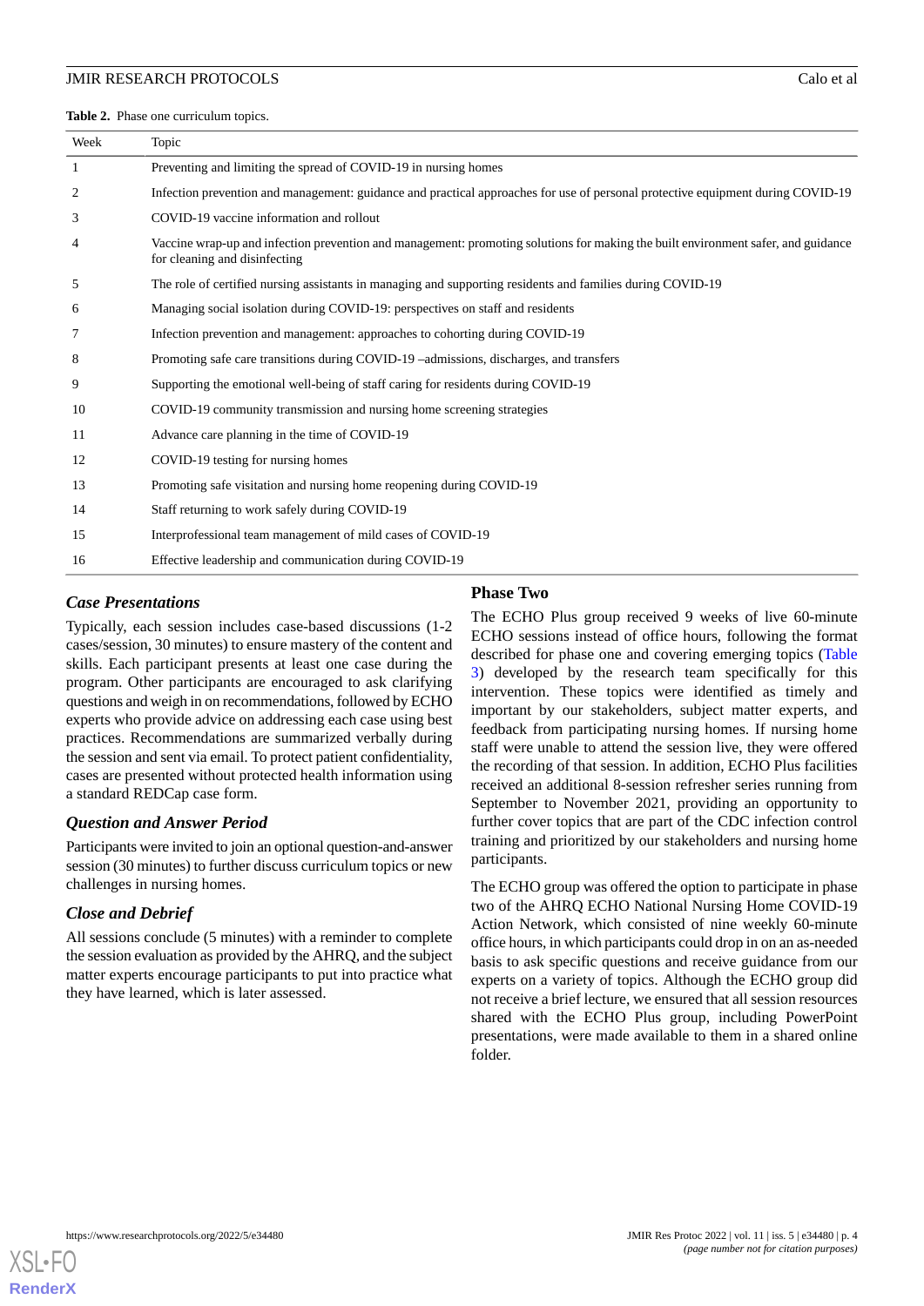**Table 2.** Phase one curriculum topics.

| Week | Topic |
| --- | --- |
| 1 | Preventing and limiting the spread of COVID-19 in nursing homes |
| 2 | Infection prevention and management: guidance and practical approaches for use of personal protective equipment during COVID-19 |
| 3 | COVID-19 vaccine information and rollout |
| 4 | Vaccine wrap-up and infection prevention and management: promoting solutions for making the built environment safer, and guidance for cleaning and disinfecting |
| 5 | The role of certified nursing assistants in managing and supporting residents and families during COVID-19 |
| 6 | Managing social isolation during COVID-19: perspectives on staff and residents |
| 7 | Infection prevention and management: approaches to cohorting during COVID-19 |
| 8 | Promoting safe care transitions during COVID-19 –admissions, discharges, and transfers |
| 9 | Supporting the emotional well-being of staff caring for residents during COVID-19 |
| 10 | COVID-19 community transmission and nursing home screening strategies |
| 11 | Advance care planning in the time of COVID-19 |
| 12 | COVID-19 testing for nursing homes |
| 13 | Promoting safe visitation and nursing home reopening during COVID-19 |
| 14 | Staff returning to work safely during COVID-19 |
| 15 | Interprofessional team management of mild cases of COVID-19 |
| 16 | Effective leadership and communication during COVID-19 |

### *Case Presentations*

Typically, each session includes case-based discussions (1-2 cases/session, 30 minutes) to ensure mastery of the content and skills. Each participant presents at least one case during the program. Other participants are encouraged to ask clarifying questions and weigh in on recommendations, followed by ECHO experts who provide advice on addressing each case using best practices. Recommendations are summarized verbally during the session and sent via email. To protect patient confidentiality, cases are presented without protected health information using a standard REDCap case form.

### *Question and Answer Period*

Participants were invited to join an optional question-and-answer session (30 minutes) to further discuss curriculum topics or new challenges in nursing homes.

### *Close and Debrief*

All sessions conclude (5 minutes) with a reminder to complete the session evaluation as provided by the AHRQ, and the subject matter experts encourage participants to put into practice what they have learned, which is later assessed.

## Phase Two

The ECHO Plus group received 9 weeks of live 60-minute ECHO sessions instead of office hours, following the format described for phase one and covering emerging topics (Table 3) developed by the research team specifically for this intervention. These topics were identified as timely and important by our stakeholders, subject matter experts, and feedback from participating nursing homes. If nursing home staff were unable to attend the session live, they were offered the recording of that session. In addition, ECHO Plus facilities received an additional 8-session refresher series running from September to November 2021, providing an opportunity to further cover topics that are part of the CDC infection control training and prioritized by our stakeholders and nursing home participants.

The ECHO group was offered the option to participate in phase two of the AHRQ ECHO National Nursing Home COVID-19 Action Network, which consisted of nine weekly 60-minute office hours, in which participants could drop in on an as-needed basis to ask specific questions and receive guidance from our experts on a variety of topics. Although the ECHO group did not receive a brief lecture, we ensured that all session resources shared with the ECHO Plus group, including PowerPoint presentations, were made available to them in a shared online folder.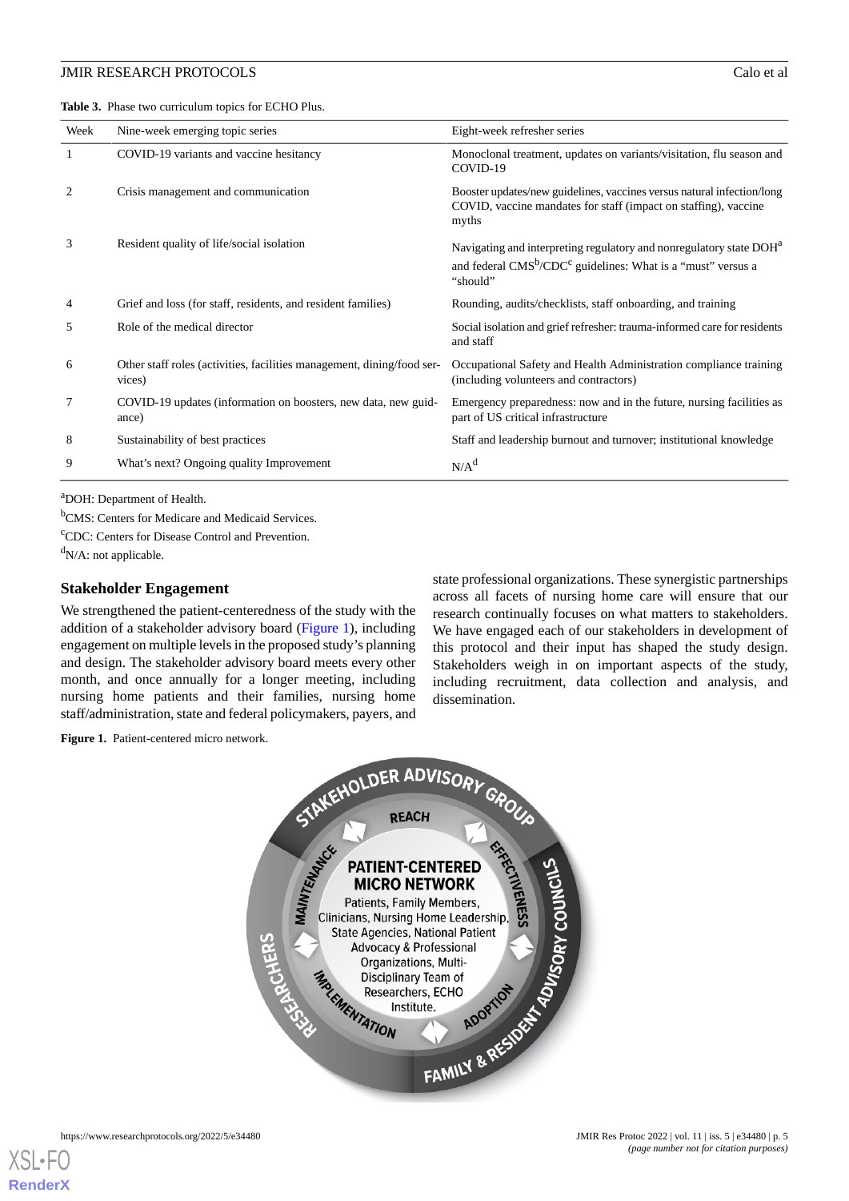**Table 3.** Phase two curriculum topics for ECHO Plus.

| Week | Nine-week emerging topic series | Eight-week refresher series |
|---|---|---|
| 1 | COVID-19 variants and vaccine hesitancy | Monoclonal treatment, updates on variants/visitation, flu season and COVID-19 |
| 2 | Crisis management and communication | Booster updates/new guidelines, vaccines versus natural infection/long COVID, vaccine mandates for staff (impact on staffing), vaccine myths |
| 3 | Resident quality of life/social isolation | Navigating and interpreting regulatory and nonregulatory state DOH[a] and federal CMS[b]/CDC[c] guidelines: What is a "must" versus a "should" |
| 4 | Grief and loss (for staff, residents, and resident families) | Rounding, audits/checklists, staff onboarding, and training |
| 5 | Role of the medical director | Social isolation and grief refresher: trauma-informed care for residents and staff |
| 6 | Other staff roles (activities, facilities management, dining/food services) | Occupational Safety and Health Administration compliance training (including volunteers and contractors) |
| 7 | COVID-19 updates (information on boosters, new data, new guidance) | Emergency preparedness: now and in the future, nursing facilities as part of US critical infrastructure |
| 8 | Sustainability of best practices | Staff and leadership burnout and turnover; institutional knowledge |
| 9 | What's next? Ongoing quality Improvement | N/A[d] |

[a]DOH: Department of Health.

[b]CMS: Centers for Medicare and Medicaid Services.

[c]CDC: Centers for Disease Control and Prevention.

[d]N/A: not applicable.

### Stakeholder Engagement

We strengthened the patient-centeredness of the study with the addition of a stakeholder advisory board (Figure 1), including engagement on multiple levels in the proposed study's planning and design. The stakeholder advisory board meets every other month, and once annually for a longer meeting, including nursing home patients and their families, nursing home staff/administration, state and federal policymakers, payers, and state professional organizations. These synergistic partnerships across all facets of nursing home care will ensure that our research continually focuses on what matters to stakeholders. We have engaged each of our stakeholders in development of this protocol and their input has shaped the study design. Stakeholders weigh in on important aspects of the study, including recruitment, data collection and analysis, and dissemination.

**Figure 1.** Patient-centered micro network.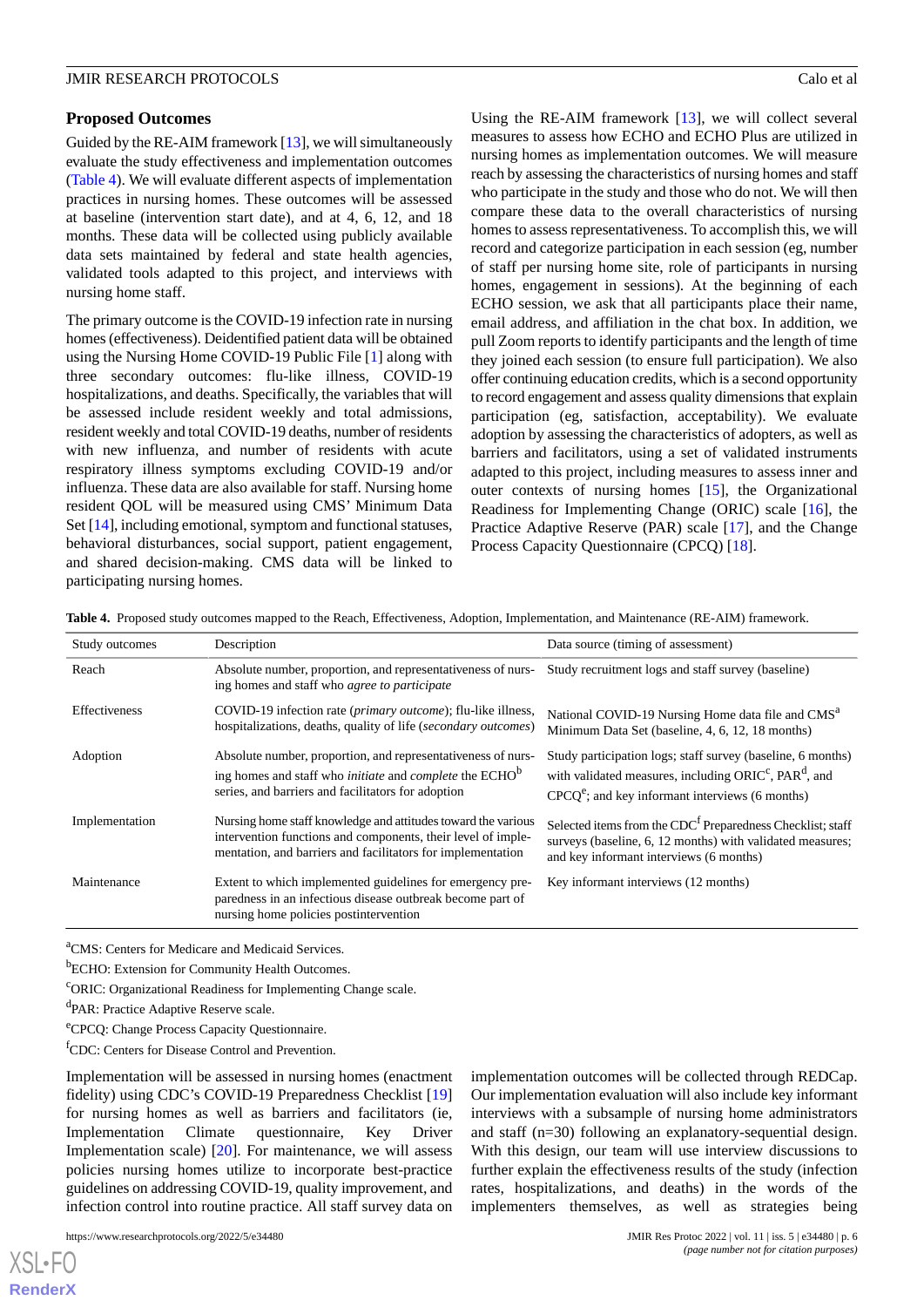## Proposed Outcomes

Guided by the RE-AIM framework [13], we will simultaneously evaluate the study effectiveness and implementation outcomes (Table 4). We will evaluate different aspects of implementation practices in nursing homes. These outcomes will be assessed at baseline (intervention start date), and at 4, 6, 12, and 18 months. These data will be collected using publicly available data sets maintained by federal and state health agencies, validated tools adapted to this project, and interviews with nursing home staff.

The primary outcome is the COVID-19 infection rate in nursing homes (effectiveness). Deidentified patient data will be obtained using the Nursing Home COVID-19 Public File [1] along with three secondary outcomes: flu-like illness, COVID-19 hospitalizations, and deaths. Specifically, the variables that will be assessed include resident weekly and total admissions, resident weekly and total COVID-19 deaths, number of residents with new influenza, and number of residents with acute respiratory illness symptoms excluding COVID-19 and/or influenza. These data are also available for staff. Nursing home resident QOL will be measured using CMS' Minimum Data Set [14], including emotional, symptom and functional statuses, behavioral disturbances, social support, patient engagement, and shared decision-making. CMS data will be linked to participating nursing homes.

Using the RE-AIM framework [13], we will collect several measures to assess how ECHO and ECHO Plus are utilized in nursing homes as implementation outcomes. We will measure reach by assessing the characteristics of nursing homes and staff who participate in the study and those who do not. We will then compare these data to the overall characteristics of nursing homes to assess representativeness. To accomplish this, we will record and categorize participation in each session (eg, number of staff per nursing home site, role of participants in nursing homes, engagement in sessions). At the beginning of each ECHO session, we ask that all participants place their name, email address, and affiliation in the chat box. In addition, we pull Zoom reports to identify participants and the length of time they joined each session (to ensure full participation). We also offer continuing education credits, which is a second opportunity to record engagement and assess quality dimensions that explain participation (eg, satisfaction, acceptability). We evaluate adoption by assessing the characteristics of adopters, as well as barriers and facilitators, using a set of validated instruments adapted to this project, including measures to assess inner and outer contexts of nursing homes [15], the Organizational Readiness for Implementing Change (ORIC) scale [16], the Practice Adaptive Reserve (PAR) scale [17], and the Change Process Capacity Questionnaire (CPCQ) [18].

**Table 4.** Proposed study outcomes mapped to the Reach, Effectiveness, Adoption, Implementation, and Maintenance (RE-AIM) framework.

| Study outcomes | Description | Data source (timing of assessment) |
|---|---|---|
| Reach | Absolute number, proportion, and representativeness of nursing homes and staff who *agree to participate* | Study recruitment logs and staff survey (baseline) |
| Effectiveness | COVID-19 infection rate (*primary outcome*); flu-like illness, hospitalizations, deaths, quality of life (*secondary outcomes*) | National COVID-19 Nursing Home data file and CMS[a] Minimum Data Set (baseline, 4, 6, 12, 18 months) |
| Adoption | Absolute number, proportion, and representativeness of nursing homes and staff who *initiate* and *complete* the ECHO[b] series, and barriers and facilitators for adoption | Study participation logs; staff survey (baseline, 6 months) with validated measures, including ORIC[c], PAR[d], and CPCQ[e]; and key informant interviews (6 months) |
| Implementation | Nursing home staff knowledge and attitudes toward the various intervention functions and components, their level of implementation, and barriers and facilitators for implementation | Selected items from the CDC[f] Preparedness Checklist; staff surveys (baseline, 6, 12 months) with validated measures; and key informant interviews (6 months) |
| Maintenance | Extent to which implemented guidelines for emergency preparedness in an infectious disease outbreak become part of nursing home policies postintervention | Key informant interviews (12 months) |

[a]CMS: Centers for Medicare and Medicaid Services.

[b]ECHO: Extension for Community Health Outcomes.

[c]ORIC: Organizational Readiness for Implementing Change scale.

[d]PAR: Practice Adaptive Reserve scale.

[e]CPCQ: Change Process Capacity Questionnaire.

[f]CDC: Centers for Disease Control and Prevention.

Implementation will be assessed in nursing homes (enactment fidelity) using CDC's COVID-19 Preparedness Checklist [19] for nursing homes as well as barriers and facilitators (ie, Implementation Climate questionnaire, Key Driver Implementation scale) [20]. For maintenance, we will assess policies nursing homes utilize to incorporate best-practice guidelines on addressing COVID-19, quality improvement, and infection control into routine practice. All staff survey data on implementation outcomes will be collected through REDCap. Our implementation evaluation will also include key informant interviews with a subsample of nursing home administrators and staff (n=30) following an explanatory-sequential design. With this design, our team will use interview discussions to further explain the effectiveness results of the study (infection rates, hospitalizations, and deaths) in the words of the implementers themselves, as well as strategies being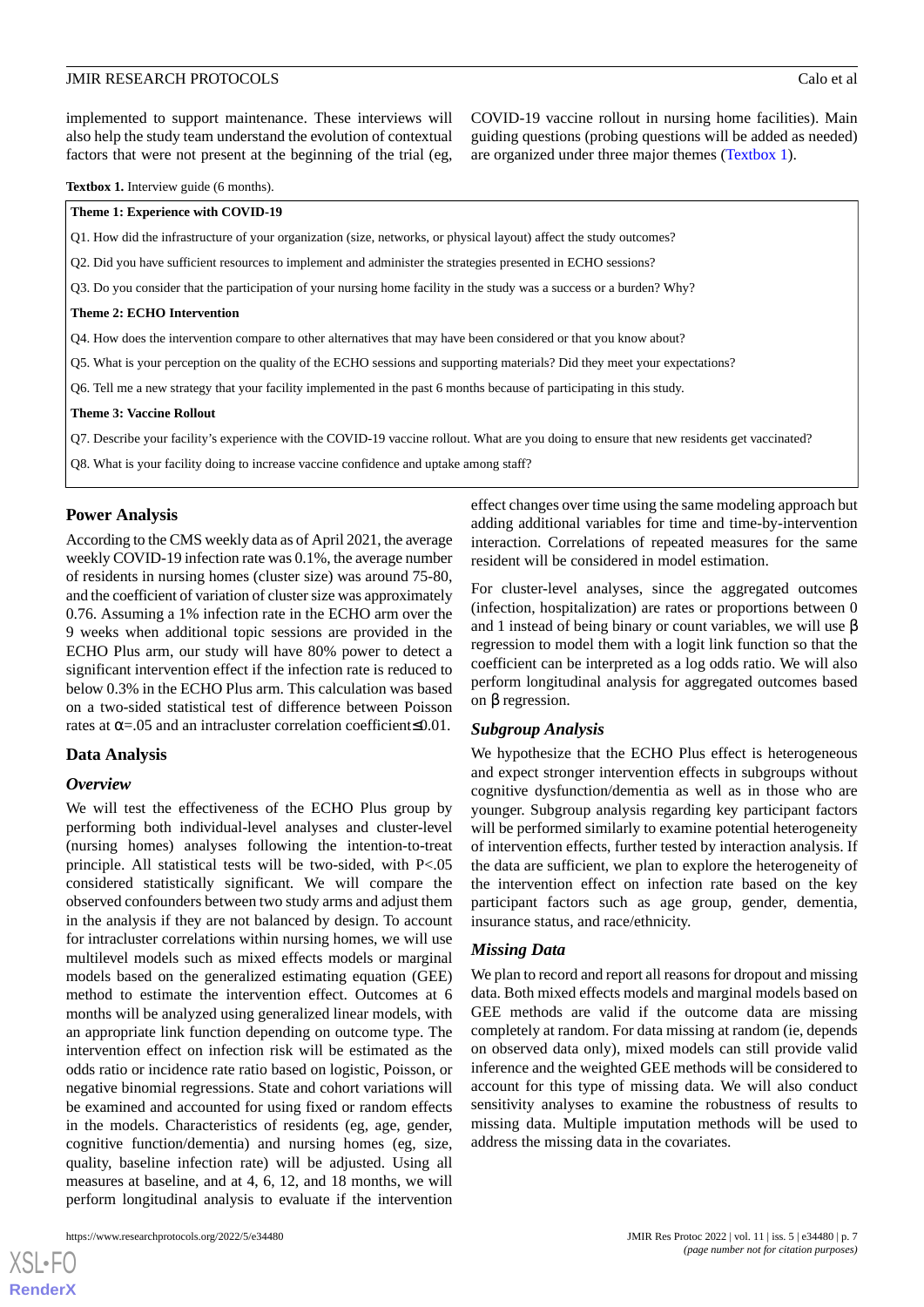implemented to support maintenance. These interviews will also help the study team understand the evolution of contextual factors that were not present at the beginning of the trial (eg, COVID-19 vaccine rollout in nursing home facilities). Main guiding questions (probing questions will be added as needed) are organized under three major themes (Textbox 1).

**Textbox 1.** Interview guide (6 months).

**Theme 1: Experience with COVID-19**

Q1. How did the infrastructure of your organization (size, networks, or physical layout) affect the study outcomes?

Q2. Did you have sufficient resources to implement and administer the strategies presented in ECHO sessions?

Q3. Do you consider that the participation of your nursing home facility in the study was a success or a burden? Why?

**Theme 2: ECHO Intervention**

Q4. How does the intervention compare to other alternatives that may have been considered or that you know about?

Q5. What is your perception on the quality of the ECHO sessions and supporting materials? Did they meet your expectations?

Q6. Tell me a new strategy that your facility implemented in the past 6 months because of participating in this study.

**Theme 3: Vaccine Rollout**

Q7. Describe your facility's experience with the COVID-19 vaccine rollout. What are you doing to ensure that new residents get vaccinated?

Q8. What is your facility doing to increase vaccine confidence and uptake among staff?

## Power Analysis

According to the CMS weekly data as of April 2021, the average weekly COVID-19 infection rate was 0.1%, the average number of residents in nursing homes (cluster size) was around 75-80, and the coefficient of variation of cluster size was approximately 0.76. Assuming a 1% infection rate in the ECHO arm over the 9 weeks when additional topic sessions are provided in the ECHO Plus arm, our study will have 80% power to detect a significant intervention effect if the infection rate is reduced to below 0.3% in the ECHO Plus arm. This calculation was based on a two-sided statistical test of difference between Poisson rates at $\alpha$=.05 and an intracluster correlation coefficient$\leq$0.01.

## Data Analysis

### *Overview*

We will test the effectiveness of the ECHO Plus group by performing both individual-level analyses and cluster-level (nursing homes) analyses following the intention-to-treat principle. All statistical tests will be two-sided, with $P<.05$ considered statistically significant. We will compare the observed confounders between two study arms and adjust them in the analysis if they are not balanced by design. To account for intracluster correlations within nursing homes, we will use multilevel models such as mixed effects models or marginal models based on the generalized estimating equation (GEE) method to estimate the intervention effect. Outcomes at 6 months will be analyzed using generalized linear models, with an appropriate link function depending on outcome type. The intervention effect on infection risk will be estimated as the odds ratio or incidence rate ratio based on logistic, Poisson, or negative binomial regressions. State and cohort variations will be examined and accounted for using fixed or random effects in the models. Characteristics of residents (eg, age, gender, cognitive function/dementia) and nursing homes (eg, size, quality, baseline infection rate) will be adjusted. Using all measures at baseline, and at 4, 6, 12, and 18 months, we will perform longitudinal analysis to evaluate if the intervention effect changes over time using the same modeling approach but adding additional variables for time and time-by-intervention interaction. Correlations of repeated measures for the same resident will be considered in model estimation.

For cluster-level analyses, since the aggregated outcomes (infection, hospitalization) are rates or proportions between 0 and 1 instead of being binary or count variables, we will use $\beta$ regression to model them with a logit link function so that the coefficient can be interpreted as a log odds ratio. We will also perform longitudinal analysis for aggregated outcomes based on $\beta$ regression.

### *Subgroup Analysis*

We hypothesize that the ECHO Plus effect is heterogeneous and expect stronger intervention effects in subgroups without cognitive dysfunction/dementia as well as in those who are younger. Subgroup analysis regarding key participant factors will be performed similarly to examine potential heterogeneity of intervention effects, further tested by interaction analysis. If the data are sufficient, we plan to explore the heterogeneity of the intervention effect on infection rate based on the key participant factors such as age group, gender, dementia, insurance status, and race/ethnicity.

### *Missing Data*

We plan to record and report all reasons for dropout and missing data. Both mixed effects models and marginal models based on GEE methods are valid if the outcome data are missing completely at random. For data missing at random (ie, depends on observed data only), mixed models can still provide valid inference and the weighted GEE methods will be considered to account for this type of missing data. We will also conduct sensitivity analyses to examine the robustness of results to missing data. Multiple imputation methods will be used to address the missing data in the covariates.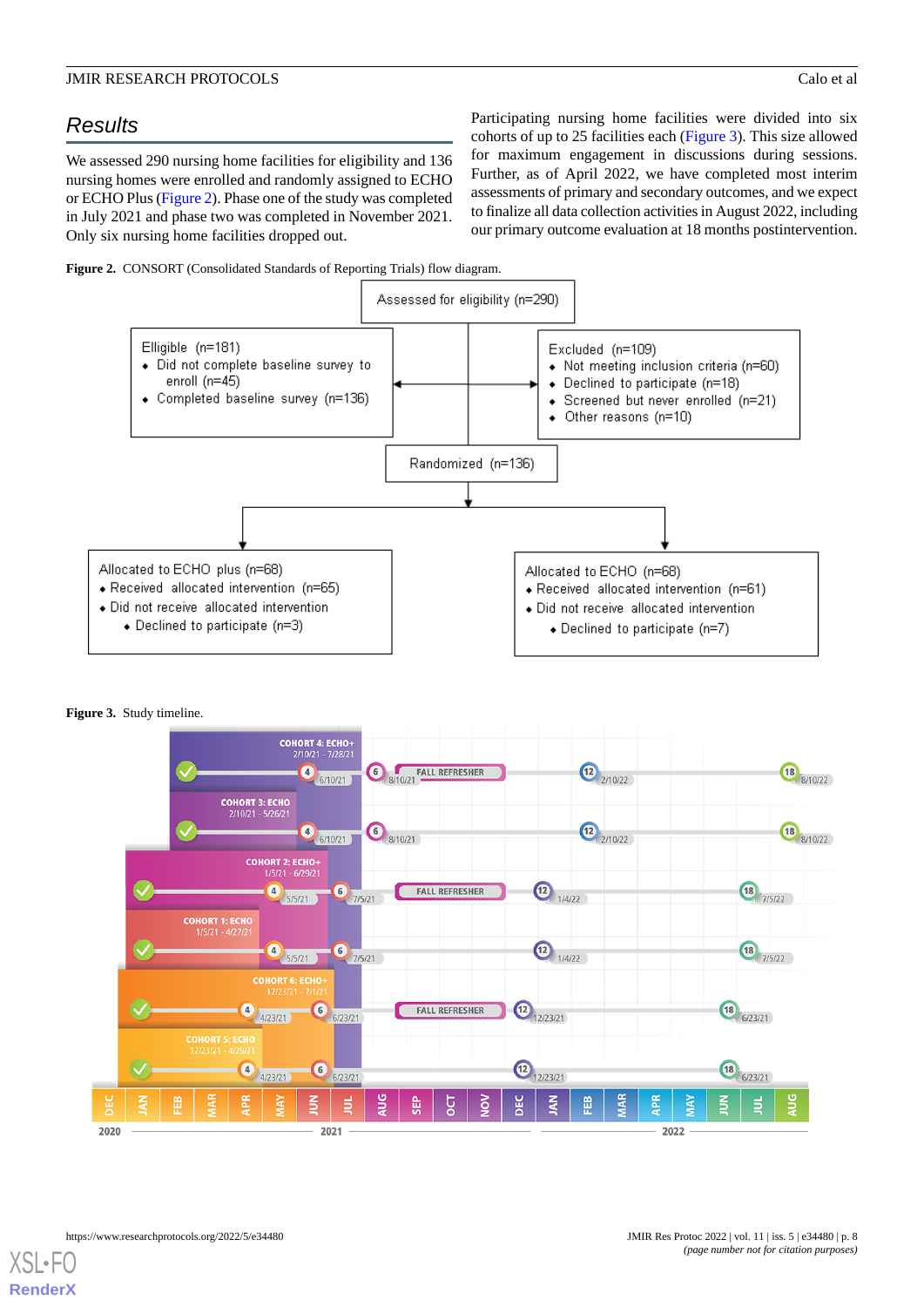## Results

We assessed 290 nursing home facilities for eligibility and 136 nursing homes were enrolled and randomly assigned to ECHO or ECHO Plus (Figure 2). Phase one of the study was completed in July 2021 and phase two was completed in November 2021. Only six nursing home facilities dropped out.

Participating nursing home facilities were divided into six cohorts of up to 25 facilities each (Figure 3). This size allowed for maximum engagement in discussions during sessions. Further, as of April 2022, we have completed most interim assessments of primary and secondary outcomes, and we expect to finalize all data collection activities in August 2022, including our primary outcome evaluation at 18 months postintervention.

**Figure 2.** CONSORT (Consolidated Standards of Reporting Trials) flow diagram.

Assessed for eligibility (n=290)

Elligible (n=181)
- Did not complete baseline survey to enroll (n=45)
- Completed baseline survey (n=136)

Excluded (n=109)
- Not meeting inclusion criteria (n=60)
- Declined to participate (n=18)
- Screened but never enrolled (n=21)
- Other reasons (n=10)

Randomized (n=136)

Allocated to ECHO plus (n=68)
- Received allocated intervention (n=65)
- Did not receive allocated intervention
  - Declined to participate (n=3)

Allocated to ECHO (n=68)
- Received allocated intervention (n=61)
- Did not receive allocated intervention
  - Declined to participate (n=7)

**Figure 3.** Study timeline.

COHORT 4: ECHO+ 2/10/21 - 7/28/21 — 4: 6/10/21; 6: 8/10/21; FALL REFRESHER; 12: 2/10/22; 18: 8/10/22

COHORT 3: ECHO 2/10/21 - 5/26/21 — 4: 6/10/21; 6: 8/10/21; 12: 2/10/22; 18: 8/10/22

COHORT 2: ECHO+ 1/5/21 - 6/29/21 — 4: 5/5/21; 6: 7/5/21; FALL REFRESHER; 12: 1/4/22; 18: 7/5/22

COHORT 1: ECHO 1/5/21 - 4/27/21 — 4: 5/5/21; 6: 7/5/21; 12: 1/4/22; 18: 7/5/22

COHORT 6: ECHO+ 12/23/21 - 7/1/21 — 4: 4/23/21; 6: 6/23/21; FALL REFRESHER; 12: 12/23/21; 18: 6/23/21

COHORT 5: ECHO 12/23/21 - 4/29/21 — 4: 4/23/21; 6: 6/23/21; 12: 12/23/21; 18: 6/23/21

DEC 2020 | JAN–DEC 2021 | JAN–AUG 2022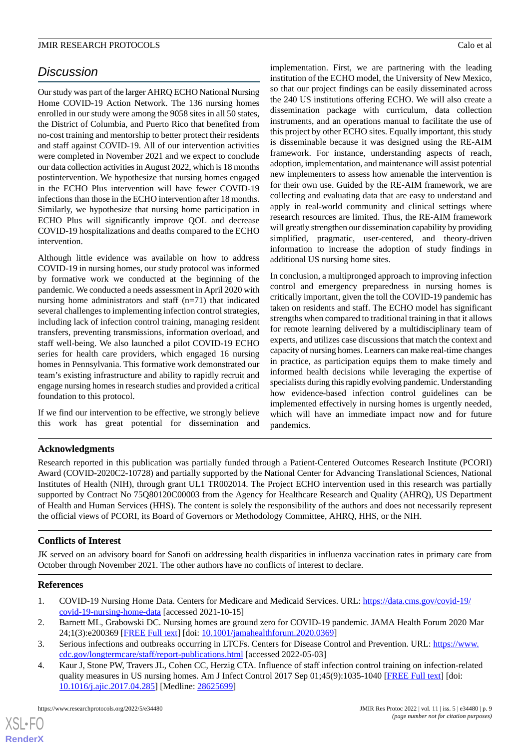## Discussion

Our study was part of the larger AHRQ ECHO National Nursing Home COVID-19 Action Network. The 136 nursing homes enrolled in our study were among the 9058 sites in all 50 states, the District of Columbia, and Puerto Rico that benefited from no-cost training and mentorship to better protect their residents and staff against COVID-19. All of our intervention activities were completed in November 2021 and we expect to conclude our data collection activities in August 2022, which is 18 months postintervention. We hypothesize that nursing homes engaged in the ECHO Plus intervention will have fewer COVID-19 infections than those in the ECHO intervention after 18 months. Similarly, we hypothesize that nursing home participation in ECHO Plus will significantly improve QOL and decrease COVID-19 hospitalizations and deaths compared to the ECHO intervention.

Although little evidence was available on how to address COVID-19 in nursing homes, our study protocol was informed by formative work we conducted at the beginning of the pandemic. We conducted a needs assessment in April 2020 with nursing home administrators and staff (n=71) that indicated several challenges to implementing infection control strategies, including lack of infection control training, managing resident transfers, preventing transmissions, information overload, and staff well-being. We also launched a pilot COVID-19 ECHO series for health care providers, which engaged 16 nursing homes in Pennsylvania. This formative work demonstrated our team's existing infrastructure and ability to rapidly recruit and engage nursing homes in research studies and provided a critical foundation to this protocol.

If we find our intervention to be effective, we strongly believe this work has great potential for dissemination and implementation. First, we are partnering with the leading institution of the ECHO model, the University of New Mexico, so that our project findings can be easily disseminated across the 240 US institutions offering ECHO. We will also create a dissemination package with curriculum, data collection instruments, and an operations manual to facilitate the use of this project by other ECHO sites. Equally important, this study is disseminable because it was designed using the RE-AIM framework. For instance, understanding aspects of reach, adoption, implementation, and maintenance will assist potential new implementers to assess how amenable the intervention is for their own use. Guided by the RE-AIM framework, we are collecting and evaluating data that are easy to understand and apply in real-world community and clinical settings where research resources are limited. Thus, the RE-AIM framework will greatly strengthen our dissemination capability by providing simplified, pragmatic, user-centered, and theory-driven information to increase the adoption of study findings in additional US nursing home sites.

In conclusion, a multipronged approach to improving infection control and emergency preparedness in nursing homes is critically important, given the toll the COVID-19 pandemic has taken on residents and staff. The ECHO model has significant strengths when compared to traditional training in that it allows for remote learning delivered by a multidisciplinary team of experts, and utilizes case discussions that match the context and capacity of nursing homes. Learners can make real-time changes in practice, as participation equips them to make timely and informed health decisions while leveraging the expertise of specialists during this rapidly evolving pandemic. Understanding how evidence-based infection control guidelines can be implemented effectively in nursing homes is urgently needed, which will have an immediate impact now and for future pandemics.

### Acknowledgments

Research reported in this publication was partially funded through a Patient-Centered Outcomes Research Institute (PCORI) Award (COVID-2020C2-10728) and partially supported by the National Center for Advancing Translational Sciences, National Institutes of Health (NIH), through grant UL1 TR002014. The Project ECHO intervention used in this research was partially supported by Contract No 75Q80120C00003 from the Agency for Healthcare Research and Quality (AHRQ), US Department of Health and Human Services (HHS). The content is solely the responsibility of the authors and does not necessarily represent the official views of PCORI, its Board of Governors or Methodology Committee, AHRQ, HHS, or the NIH.

### Conflicts of Interest

JK served on an advisory board for Sanofi on addressing health disparities in influenza vaccination rates in primary care from October through November 2021. The other authors have no conflicts of interest to declare.

### References

1. COVID-19 Nursing Home Data. Centers for Medicare and Medicaid Services. URL: https://data.cms.gov/covid-19/covid-19-nursing-home-data [accessed 2021-10-15]
2. Barnett ML, Grabowski DC. Nursing homes are ground zero for COVID-19 pandemic. JAMA Health Forum 2020 Mar 24;1(3):e200369 [FREE Full text] [doi: 10.1001/jamahealthforum.2020.0369]
3. Serious infections and outbreaks occurring in LTCFs. Centers for Disease Control and Prevention. URL: https://www.cdc.gov/longtermcare/staff/report-publications.html [accessed 2022-05-03]
4. Kaur J, Stone PW, Travers JL, Cohen CC, Herzig CTA. Influence of staff infection control training on infection-related quality measures in US nursing homes. Am J Infect Control 2017 Sep 01;45(9):1035-1040 [FREE Full text] [doi: 10.1016/j.ajic.2017.04.285] [Medline: 28625699]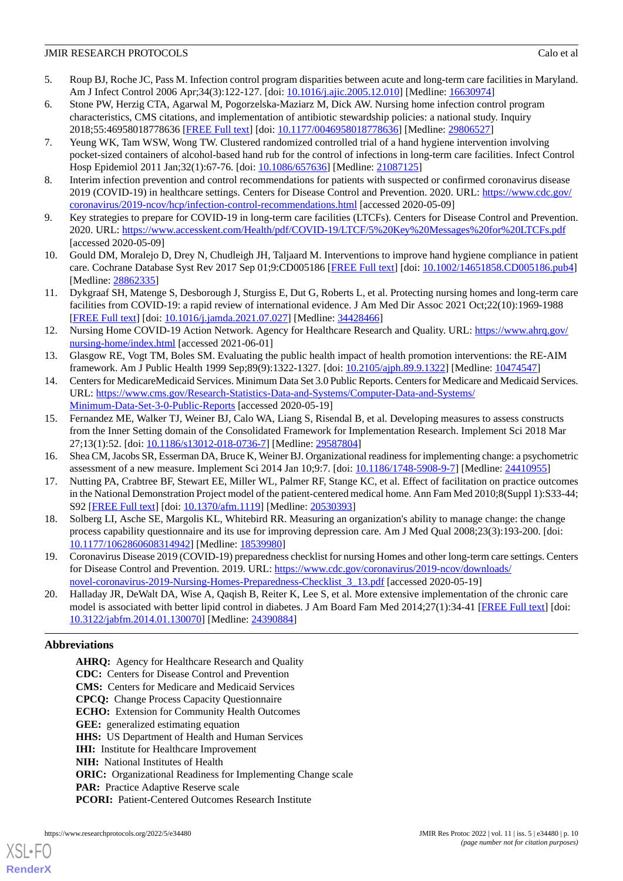5. Roup BJ, Roche JC, Pass M. Infection control program disparities between acute and long-term care facilities in Maryland. Am J Infect Control 2006 Apr;34(3):122-127. [doi: 10.1016/j.ajic.2005.12.010] [Medline: 16630974]
6. Stone PW, Herzig CTA, Agarwal M, Pogorzelska-Maziarz M, Dick AW. Nursing home infection control program characteristics, CMS citations, and implementation of antibiotic stewardship policies: a national study. Inquiry 2018;55:46958018778636 [FREE Full text] [doi: 10.1177/0046958018778636] [Medline: 29806527]
7. Yeung WK, Tam WSW, Wong TW. Clustered randomized controlled trial of a hand hygiene intervention involving pocket-sized containers of alcohol-based hand rub for the control of infections in long-term care facilities. Infect Control Hosp Epidemiol 2011 Jan;32(1):67-76. [doi: 10.1086/657636] [Medline: 21087125]
8. Interim infection prevention and control recommendations for patients with suspected or confirmed coronavirus disease 2019 (COVID-19) in healthcare settings. Centers for Disease Control and Prevention. 2020. URL: https://www.cdc.gov/coronavirus/2019-ncov/hcp/infection-control-recommendations.html [accessed 2020-05-09]
9. Key strategies to prepare for COVID-19 in long-term care facilities (LTCFs). Centers for Disease Control and Prevention. 2020. URL: https://www.accesskent.com/Health/pdf/COVID-19/LTCF/5%20Key%20Messages%20for%20LTCFs.pdf [accessed 2020-05-09]
10. Gould DM, Moralejo D, Drey N, Chudleigh JH, Taljaard M. Interventions to improve hand hygiene compliance in patient care. Cochrane Database Syst Rev 2017 Sep 01;9:CD005186 [FREE Full text] [doi: 10.1002/14651858.CD005186.pub4] [Medline: 28862335]
11. Dykgraaf SH, Matenge S, Desborough J, Sturgiss E, Dut G, Roberts L, et al. Protecting nursing homes and long-term care facilities from COVID-19: a rapid review of international evidence. J Am Med Dir Assoc 2021 Oct;22(10):1969-1988 [FREE Full text] [doi: 10.1016/j.jamda.2021.07.027] [Medline: 34428466]
12. Nursing Home COVID-19 Action Network. Agency for Healthcare Research and Quality. URL: https://www.ahrq.gov/nursing-home/index.html [accessed 2021-06-01]
13. Glasgow RE, Vogt TM, Boles SM. Evaluating the public health impact of health promotion interventions: the RE-AIM framework. Am J Public Health 1999 Sep;89(9):1322-1327. [doi: 10.2105/ajph.89.9.1322] [Medline: 10474547]
14. Centers for MedicareMedicaid Services. Minimum Data Set 3.0 Public Reports. Centers for Medicare and Medicaid Services. URL: https://www.cms.gov/Research-Statistics-Data-and-Systems/Computer-Data-and-Systems/Minimum-Data-Set-3-0-Public-Reports [accessed 2020-05-19]
15. Fernandez ME, Walker TJ, Weiner BJ, Calo WA, Liang S, Risendal B, et al. Developing measures to assess constructs from the Inner Setting domain of the Consolidated Framework for Implementation Research. Implement Sci 2018 Mar 27;13(1):52. [doi: 10.1186/s13012-018-0736-7] [Medline: 29587804]
16. Shea CM, Jacobs SR, Esserman DA, Bruce K, Weiner BJ. Organizational readiness for implementing change: a psychometric assessment of a new measure. Implement Sci 2014 Jan 10;9:7. [doi: 10.1186/1748-5908-9-7] [Medline: 24410955]
17. Nutting PA, Crabtree BF, Stewart EE, Miller WL, Palmer RF, Stange KC, et al. Effect of facilitation on practice outcomes in the National Demonstration Project model of the patient-centered medical home. Ann Fam Med 2010;8(Suppl 1):S33-44; S92 [FREE Full text] [doi: 10.1370/afm.1119] [Medline: 20530393]
18. Solberg LI, Asche SE, Margolis KL, Whitebird RR. Measuring an organization's ability to manage change: the change process capability questionnaire and its use for improving depression care. Am J Med Qual 2008;23(3):193-200. [doi: 10.1177/1062860608314942] [Medline: 18539980]
19. Coronavirus Disease 2019 (COVID-19) preparedness checklist for nursing Homes and other long-term care settings. Centers for Disease Control and Prevention. 2019. URL: https://www.cdc.gov/coronavirus/2019-ncov/downloads/novel-coronavirus-2019-Nursing-Homes-Preparedness-Checklist_3_13.pdf [accessed 2020-05-19]
20. Halladay JR, DeWalt DA, Wise A, Qaqish B, Reiter K, Lee S, et al. More extensive implementation of the chronic care model is associated with better lipid control in diabetes. J Am Board Fam Med 2014;27(1):34-41 [FREE Full text] [doi: 10.3122/jabfm.2014.01.130070] [Medline: 24390884]

## Abbreviations

**AHRQ:** Agency for Healthcare Research and Quality
**CDC:** Centers for Disease Control and Prevention
**CMS:** Centers for Medicare and Medicaid Services
**CPCQ:** Change Process Capacity Questionnaire
**ECHO:** Extension for Community Health Outcomes
**GEE:** generalized estimating equation
**HHS:** US Department of Health and Human Services
**IHI:** Institute for Healthcare Improvement
**NIH:** National Institutes of Health
**ORIC:** Organizational Readiness for Implementing Change scale
**PAR:** Practice Adaptive Reserve scale
**PCORI:** Patient-Centered Outcomes Research Institute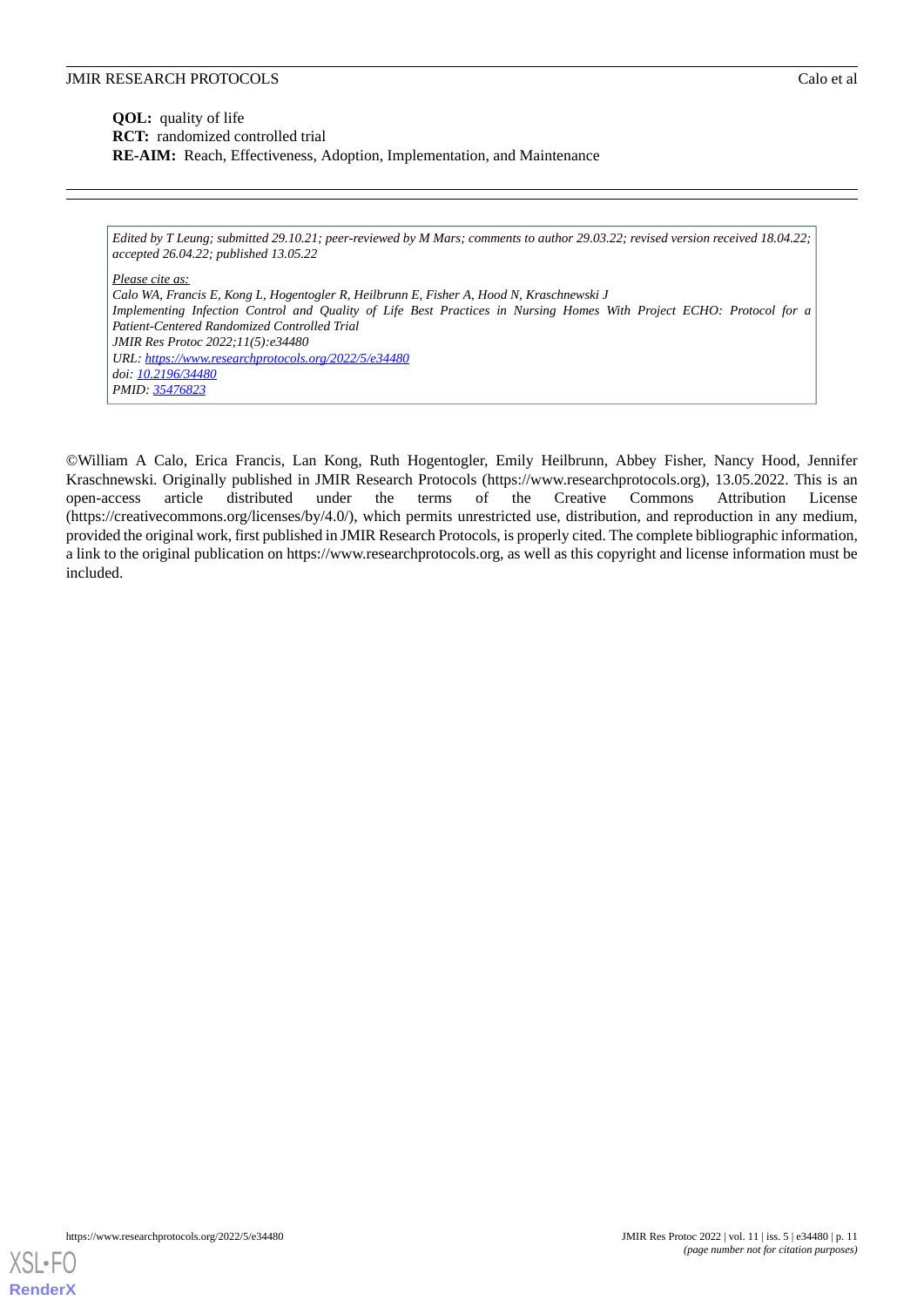**QOL:** quality of life
**RCT:** randomized controlled trial
**RE-AIM:** Reach, Effectiveness, Adoption, Implementation, and Maintenance

---

*Edited by T Leung; submitted 29.10.21; peer-reviewed by M Mars; comments to author 29.03.22; revised version received 18.04.22; accepted 26.04.22; published 13.05.22*

*Please cite as:*
*Calo WA, Francis E, Kong L, Hogentogler R, Heilbrunn E, Fisher A, Hood N, Kraschnewski J*
*Implementing Infection Control and Quality of Life Best Practices in Nursing Homes With Project ECHO: Protocol for a Patient-Centered Randomized Controlled Trial*
*JMIR Res Protoc 2022;11(5):e34480*
*URL: https://www.researchprotocols.org/2022/5/e34480*
*doi: 10.2196/34480*
*PMID: 35476823*

©William A Calo, Erica Francis, Lan Kong, Ruth Hogentogler, Emily Heilbrunn, Abbey Fisher, Nancy Hood, Jennifer Kraschnewski. Originally published in JMIR Research Protocols (https://www.researchprotocols.org), 13.05.2022. This is an open-access article distributed under the terms of the Creative Commons Attribution License (https://creativecommons.org/licenses/by/4.0/), which permits unrestricted use, distribution, and reproduction in any medium, provided the original work, first published in JMIR Research Protocols, is properly cited. The complete bibliographic information, a link to the original publication on https://www.researchprotocols.org, as well as this copyright and license information must be included.